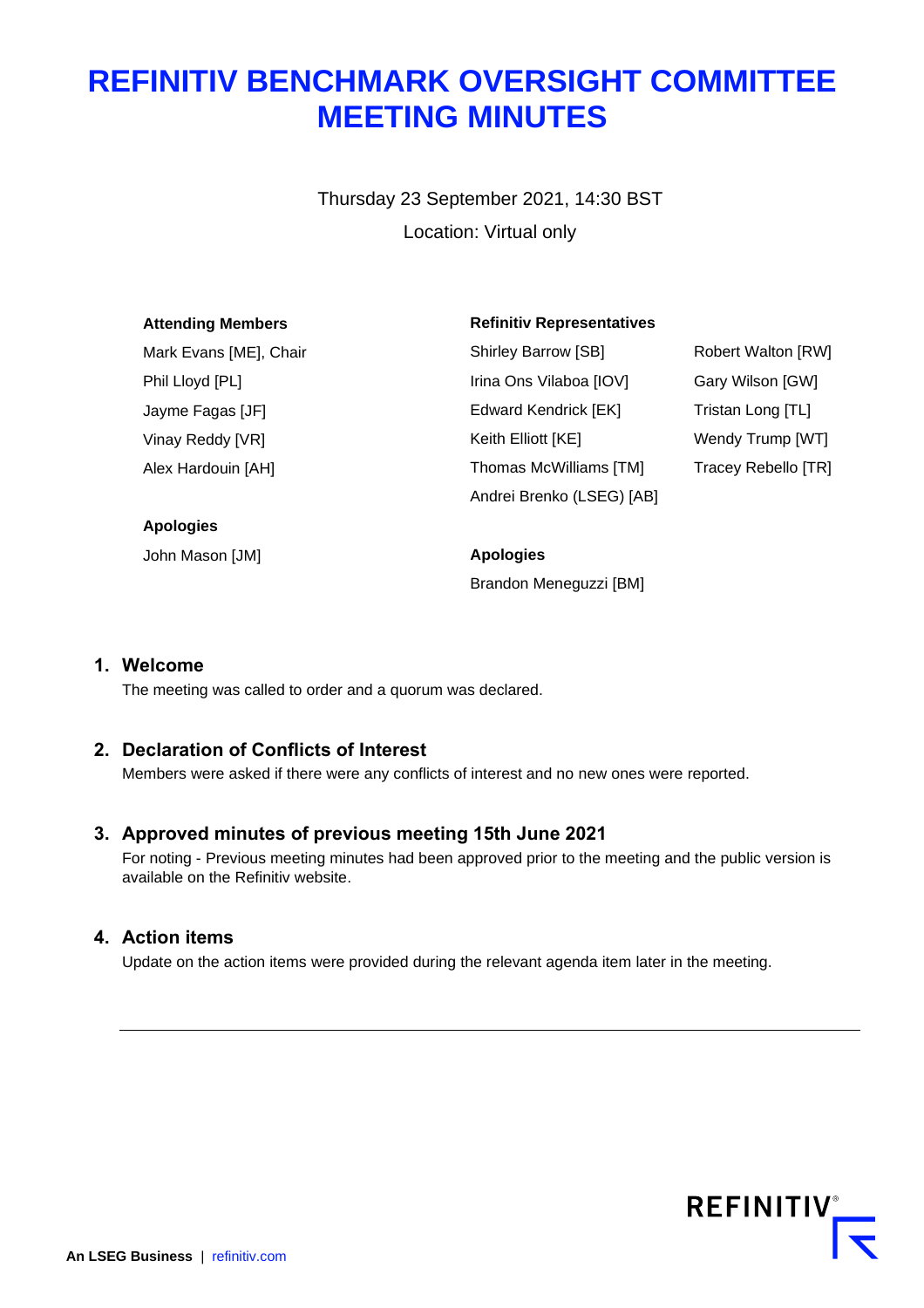# REFINITIV BENCHMARK OVERSIGHT COMMITTEE MEETING MINUTES

Thursday 23 September 2021, 14:30 BST

Location: Virtual only

**Attending Members**

Mark Evans [ME], Chair
Phil Lloyd [PL]
Jayme Fagas [JF]
Vinay Reddy [VR]
Alex Hardouin [AH]

**Apologies**

John Mason [JM]

**Refinitiv Representatives**

Shirley Barrow [SB]
Irina Ons Vilaboa [IOV]
Edward Kendrick [EK]
Keith Elliott [KE]
Thomas McWilliams [TM]
Andrei Brenko (LSEG) [AB]
Robert Walton [RW]
Gary Wilson [GW]
Tristan Long [TL]
Wendy Trump [WT]
Tracey Rebello [TR]

**Apologies**

Brandon Meneguzzi [BM]

## 1. Welcome

The meeting was called to order and a quorum was declared.

## 2. Declaration of Conflicts of Interest

Members were asked if there were any conflicts of interest and no new ones were reported.

## 3. Approved minutes of previous meeting 15th June 2021

For noting - Previous meeting minutes had been approved prior to the meeting and the public version is available on the Refinitiv website.

## 4. Action items

Update on the action items were provided during the relevant agenda item later in the meeting.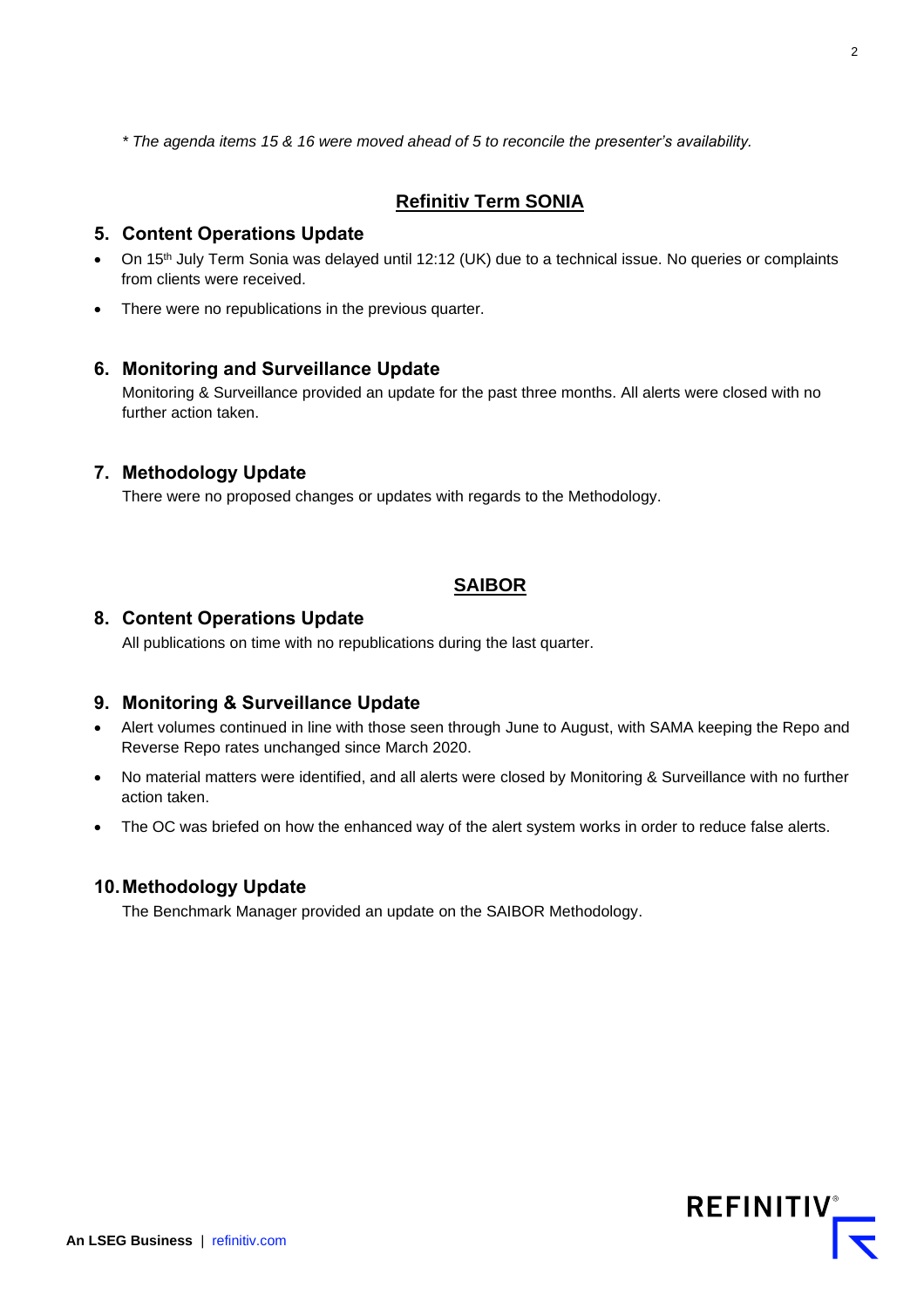*\* The agenda items 15 & 16 were moved ahead of 5 to reconcile the presenter's availability.*

## Refinitiv Term SONIA

### 5. Content Operations Update

- On 15th July Term Sonia was delayed until 12:12 (UK) due to a technical issue. No queries or complaints from clients were received.
- There were no republications in the previous quarter.

### 6. Monitoring and Surveillance Update

Monitoring & Surveillance provided an update for the past three months. All alerts were closed with no further action taken.

### 7. Methodology Update

There were no proposed changes or updates with regards to the Methodology.

## SAIBOR

### 8. Content Operations Update

All publications on time with no republications during the last quarter.

### 9. Monitoring & Surveillance Update

- Alert volumes continued in line with those seen through June to August, with SAMA keeping the Repo and Reverse Repo rates unchanged since March 2020.
- No material matters were identified, and all alerts were closed by Monitoring & Surveillance with no further action taken.
- The OC was briefed on how the enhanced way of the alert system works in order to reduce false alerts.

### 10. Methodology Update

The Benchmark Manager provided an update on the SAIBOR Methodology.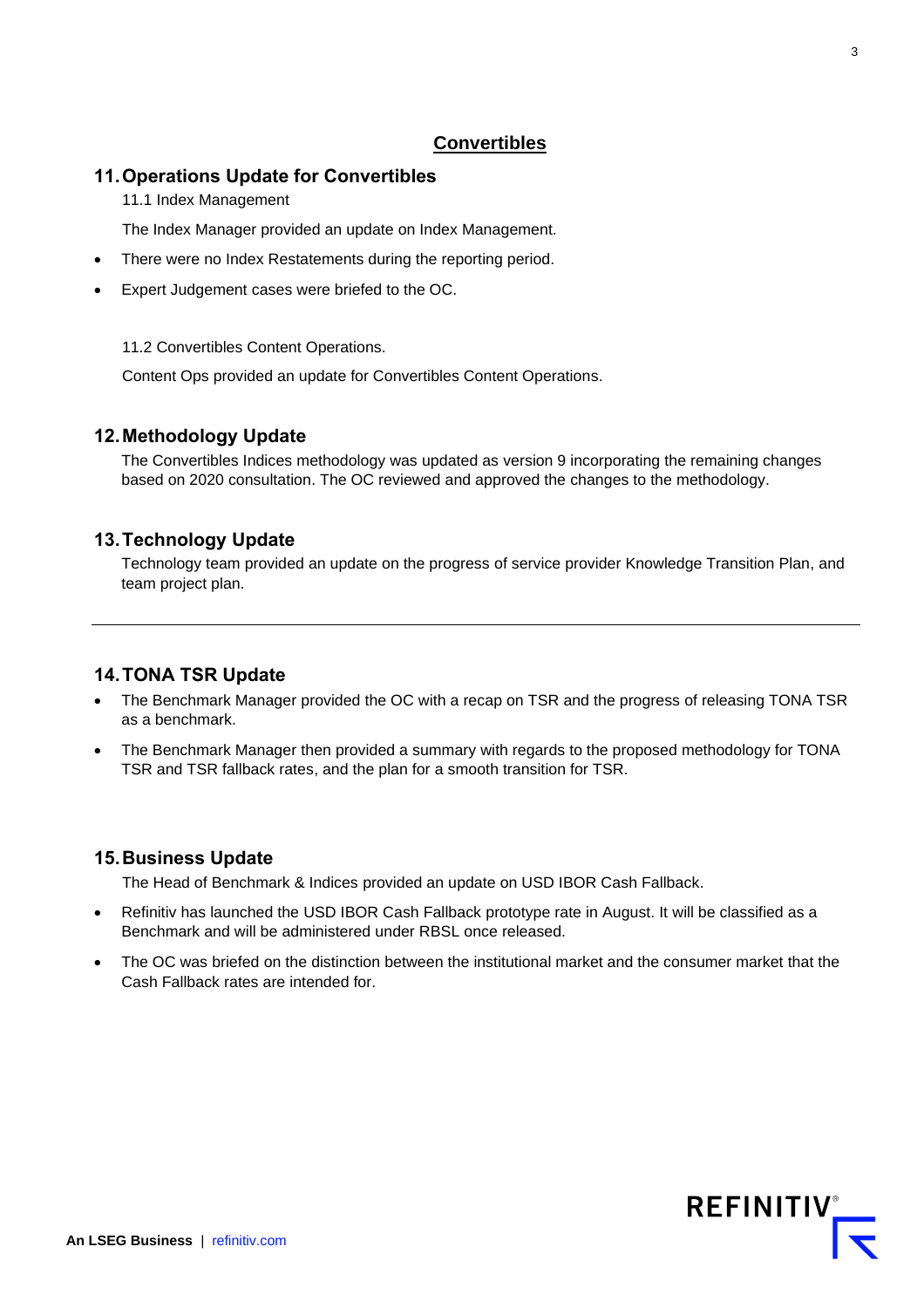## Convertibles

### 11. Operations Update for Convertibles

11.1 Index Management

The Index Manager provided an update on Index Management.

- There were no Index Restatements during the reporting period.
- Expert Judgement cases were briefed to the OC.

11.2 Convertibles Content Operations.

Content Ops provided an update for Convertibles Content Operations.

### 12. Methodology Update

The Convertibles Indices methodology was updated as version 9 incorporating the remaining changes based on 2020 consultation. The OC reviewed and approved the changes to the methodology.

### 13. Technology Update

Technology team provided an update on the progress of service provider Knowledge Transition Plan, and team project plan.

---

### 14. TONA TSR Update

- The Benchmark Manager provided the OC with a recap on TSR and the progress of releasing TONA TSR as a benchmark.
- The Benchmark Manager then provided a summary with regards to the proposed methodology for TONA TSR and TSR fallback rates, and the plan for a smooth transition for TSR.

### 15. Business Update

The Head of Benchmark & Indices provided an update on USD IBOR Cash Fallback.

- Refinitiv has launched the USD IBOR Cash Fallback prototype rate in August. It will be classified as a Benchmark and will be administered under RBSL once released.
- The OC was briefed on the distinction between the institutional market and the consumer market that the Cash Fallback rates are intended for.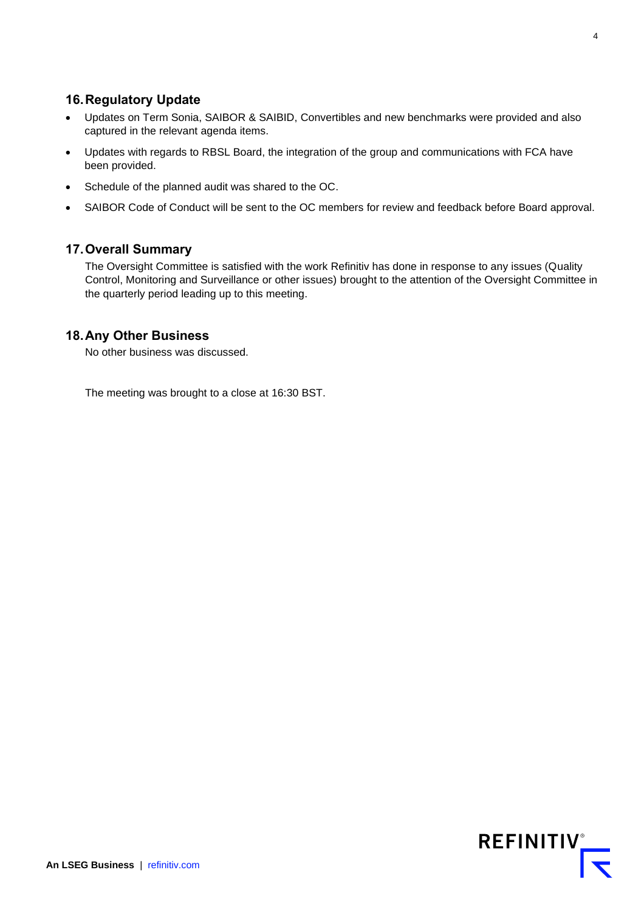## 16. Regulatory Update

- Updates on Term Sonia, SAIBOR & SAIBID, Convertibles and new benchmarks were provided and also captured in the relevant agenda items.
- Updates with regards to RBSL Board, the integration of the group and communications with FCA have been provided.
- Schedule of the planned audit was shared to the OC.
- SAIBOR Code of Conduct will be sent to the OC members for review and feedback before Board approval.

## 17. Overall Summary

The Oversight Committee is satisfied with the work Refinitiv has done in response to any issues (Quality Control, Monitoring and Surveillance or other issues) brought to the attention of the Oversight Committee in the quarterly period leading up to this meeting.

## 18. Any Other Business

No other business was discussed.

The meeting was brought to a close at 16:30 BST.